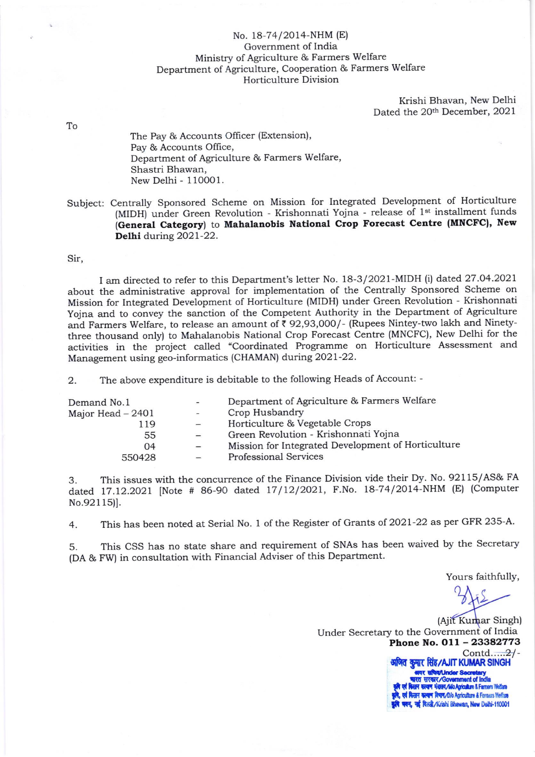No. 18-74/2014-NHM (E)
Government of India
Ministry of Agriculture & Farmers Welfare
Department of Agriculture, Cooperation & Farmers Welfare
Horticulture Division

Krishi Bhavan, New Delhi
Dated the 20th December, 2021

To

The Pay & Accounts Officer (Extension),
Pay & Accounts Office,
Department of Agriculture & Farmers Welfare,
Shastri Bhawan,
New Delhi - 110001.

Subject: Centrally Sponsored Scheme on Mission for Integrated Development of Horticulture (MIDH) under Green Revolution - Krishonnati Yojna - release of 1st installment funds **(General Category)** to **Mahalanobis National Crop Forecast Centre (MNCFC), New Delhi** during 2021-22.

Sir,

I am directed to refer to this Department's letter No. 18-3/2021-MIDH (i) dated 27.04.2021 about the administrative approval for implementation of the Centrally Sponsored Scheme on Mission for Integrated Development of Horticulture (MIDH) under Green Revolution - Krishonnati Yojna and to convey the sanction of the Competent Authority in the Department of Agriculture and Farmers Welfare, to release an amount of ₹ 92,93,000/- (Rupees Nintey-two lakh and Ninety-three thousand only) to Mahalanobis National Crop Forecast Centre (MNCFC), New Delhi for the activities in the project called "Coordinated Programme on Horticulture Assessment and Management using geo-informatics (CHAMAN) during 2021-22.

2. The above expenditure is debitable to the following Heads of Account: -

| | | |
|---|---|---|
| Demand No.1 | - | Department of Agriculture & Farmers Welfare |
| Major Head – 2401 | - | Crop Husbandry |
| 119 | – | Horticulture & Vegetable Crops |
| 55 | – | Green Revolution - Krishonnati Yojna |
| 04 | – | Mission for Integrated Development of Horticulture |
| 550428 | – | Professional Services |

3. This issues with the concurrence of the Finance Division vide their Dy. No. 92115/AS& FA dated 17.12.2021 [Note # 86-90 dated 17/12/2021, F.No. 18-74/2014-NHM (E) (Computer No.92115)].

4. This has been noted at Serial No. 1 of the Register of Grants of 2021-22 as per GFR 235-A.

5. This CSS has no state share and requirement of SNAs has been waived by the Secretary (DA & FW) in consultation with Financial Adviser of this Department.

Yours faithfully,

(Ajit Kumar Singh)
Under Secretary to the Government of India
**Phone No. 011 – 23382773**

Contd.....2/-

अजित कुमार सिंह/AJIT KUMAR SINGH
अवर सचिव/Under Secretary
भारत सरकार/Government of India
कृषि एवं किसान कल्याण मंत्रालय/M/o Agriculture & Farmers Welfare
कृषि, एवं किसान कल्याण विभाग/D/o Agriculture & Farmers Welfare
कृषि भवन, नई दिल्ली/Krishi Bhawan, New Delhi-110001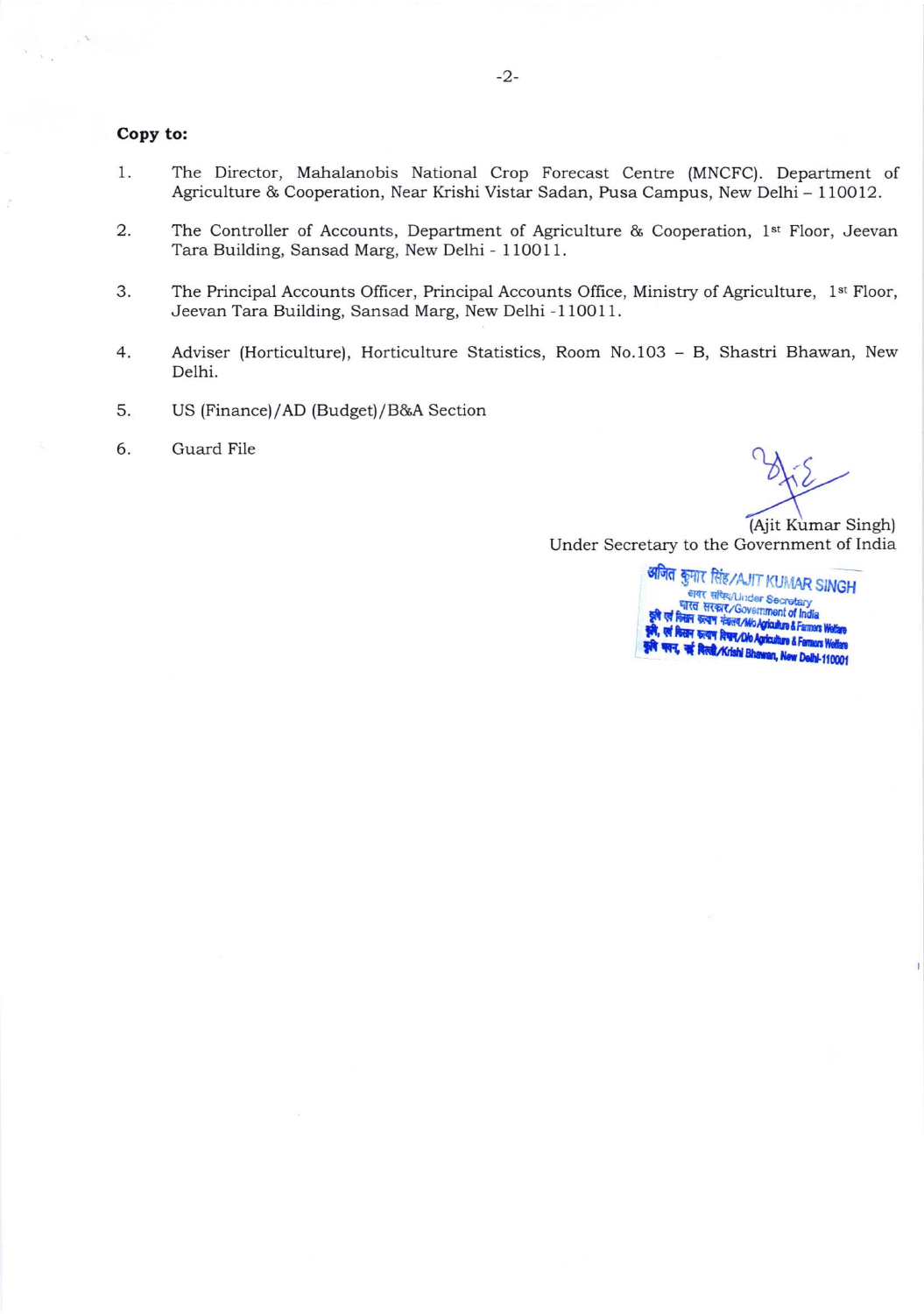**Copy to:**

1. The Director, Mahalanobis National Crop Forecast Centre (MNCFC). Department of Agriculture & Cooperation, Near Krishi Vistar Sadan, Pusa Campus, New Delhi – 110012.

2. The Controller of Accounts, Department of Agriculture & Cooperation, 1st Floor, Jeevan Tara Building, Sansad Marg, New Delhi - 110011.

3. The Principal Accounts Officer, Principal Accounts Office, Ministry of Agriculture, 1st Floor, Jeevan Tara Building, Sansad Marg, New Delhi -110011.

4. Adviser (Horticulture), Horticulture Statistics, Room No.103 – B, Shastri Bhawan, New Delhi.

5. US (Finance)/AD (Budget)/B&A Section

6. Guard File

(Ajit Kumar Singh)
Under Secretary to the Government of India

अजित कुमार सिंह/AJIT KUMAR SINGH
अवर सचिव/Under Secretary
भारत सरकार/Government of India
कृषि एवं किसान कल्याण मंत्रालय/M/o Agriculture & Farmers Welfare
कृषि, एवं किसान कल्याण विभाग/D/o Agriculture & Farmers Welfare
कृषि भवन, नई दिल्ली/Krishi Bhawan, New Delhi-110001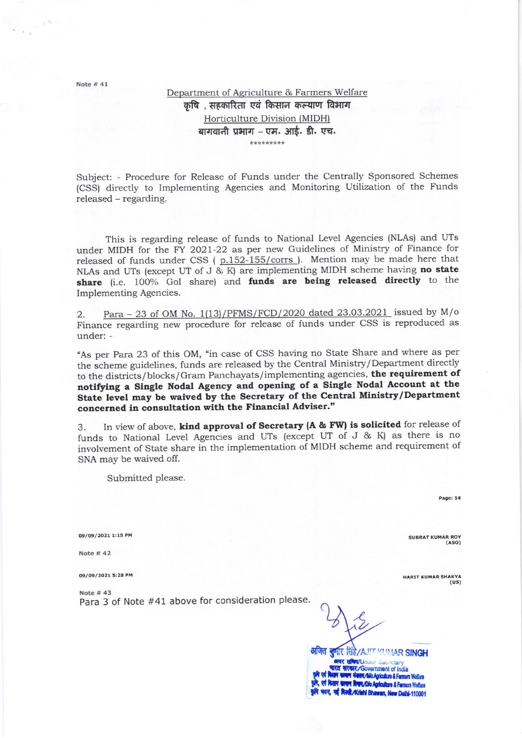Note # 41

Department of Agriculture & Farmers Welfare

कृषि , सहकारिता एवं किसान कल्याण विभाग

Horticulture Division (MIDH)

बागवानी प्रभाग – एम. आई. डी. एच.

*********

Subject: - Procedure for Release of Funds under the Centrally Sponsored Schemes (CSS) directly to Implementing Agencies and Monitoring Utilization of the Funds released – regarding.

This is regarding release of funds to National Level Agencies (NLAs) and UTs under MIDH for the FY 2021-22 as per new Guidelines of Ministry of Finance for released of funds under CSS ( p.152-155/corrs ). Mention may be made here that NLAs and UTs (except UT of J & K) are implementing MIDH scheme having **no state share** (i.e. 100% GoI share) and **funds are being released directly** to the Implementing Agencies.

2. Para – 23 of OM No. 1(13)/PFMS/FCD/2020 dated 23.03.2021 issued by M/o Finance regarding new procedure for release of funds under CSS is reproduced as under: -

"As per Para 23 of this OM, "in case of CSS having no State Share and where as per the scheme guidelines, funds are released by the Central Ministry/Department directly to the districts/blocks/Gram Panchayats/implementing agencies, **the requirement of notifying a Single Nodal Agency and opening of a Single Nodal Account at the State level may be waived by the Secretary of the Central Ministry/Department concerned in consultation with the Financial Adviser.**"

3. In view of above, **kind approval of Secretary (A & FW) is solicited** for release of funds to National Level Agencies and UTs (except UT of J & K) as there is no involvement of State share in the implementation of MIDH scheme and requirement of SNA may be waived off.

Submitted please.

09/09/2021 1:15 PM

SUBRAT KUMAR ROY (ASO)

Note # 42

09/09/2021 5:28 PM

HARIT KUMAR SHAKYA (US)

Note # 43

Para 3 of Note #41 above for consideration please.

अजित कुमार सिंह/AJIT KUMAR SINGH
अवर सचिव/Under Secretary
भारत सरकार/Government of India
कृषि एवं किसान कल्याण मंत्रालय/M/o Agriculture & Farmers Welfare
कृषि, एवं किसान कल्याण विभाग/D/o Agriculture & Farmers Welfare
कृषि भवन, नई दिल्ली/Krishi Bhawan, New Delhi-110001